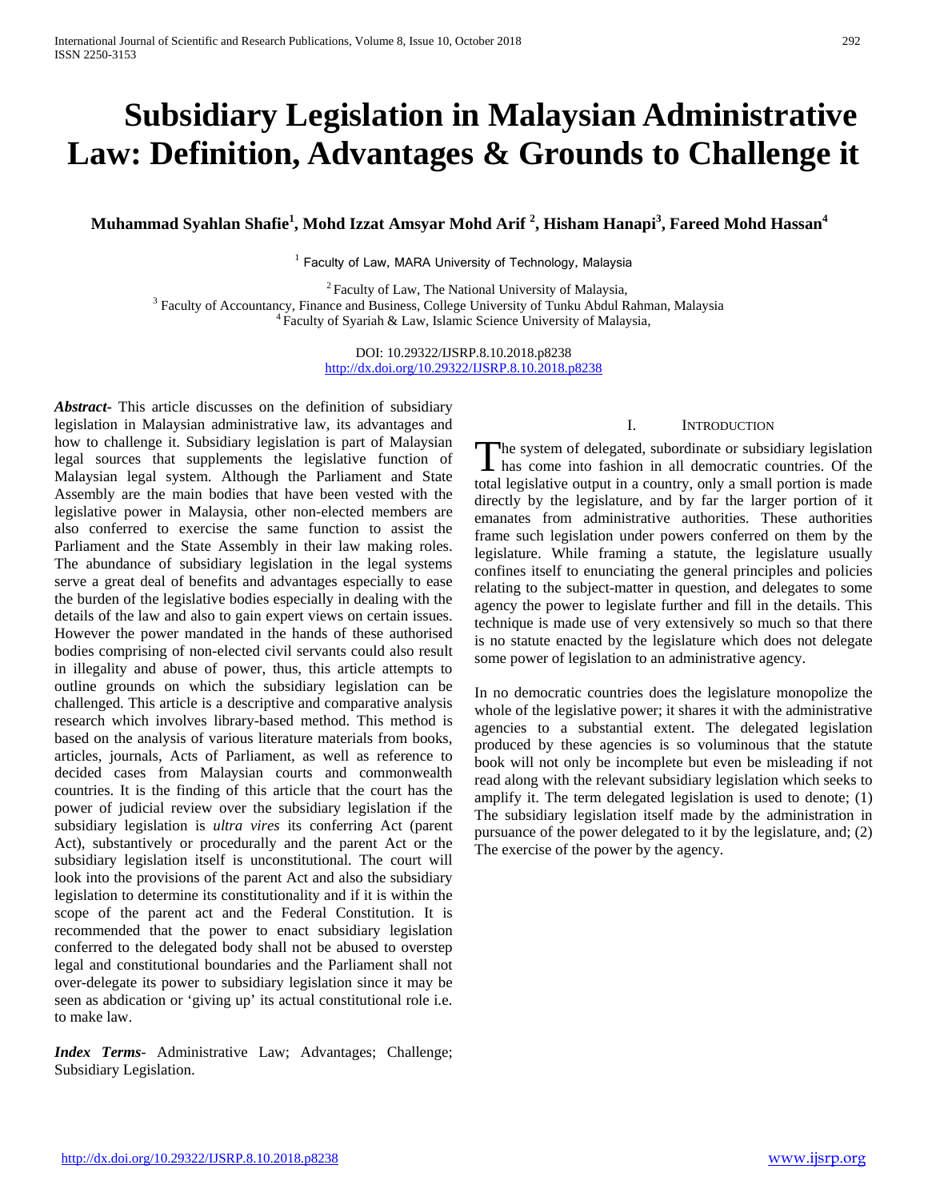# Subsidiary Legislation in Malaysian Administrative Law: Definition, Advantages & Grounds to Challenge it

**Muhammad Syahlan Shafie[1], Mohd Izzat Amsyar Mohd Arif [2], Hisham Hanapi[3], Fareed Mohd Hassan[4]**

[1] Faculty of Law, MARA University of Technology, Malaysia

[2] Faculty of Law, The National University of Malaysia,
[3] Faculty of Accountancy, Finance and Business, College University of Tunku Abdul Rahman, Malaysia
[4] Faculty of Syariah & Law, Islamic Science University of Malaysia,

DOI: 10.29322/IJSRP.8.10.2018.p8238
http://dx.doi.org/10.29322/IJSRP.8.10.2018.p8238

***Abstract***- This article discusses on the definition of subsidiary legislation in Malaysian administrative law, its advantages and how to challenge it. Subsidiary legislation is part of Malaysian legal sources that supplements the legislative function of Malaysian legal system. Although the Parliament and State Assembly are the main bodies that have been vested with the legislative power in Malaysia, other non-elected members are also conferred to exercise the same function to assist the Parliament and the State Assembly in their law making roles. The abundance of subsidiary legislation in the legal systems serve a great deal of benefits and advantages especially to ease the burden of the legislative bodies especially in dealing with the details of the law and also to gain expert views on certain issues. However the power mandated in the hands of these authorised bodies comprising of non-elected civil servants could also result in illegality and abuse of power, thus, this article attempts to outline grounds on which the subsidiary legislation can be challenged. This article is a descriptive and comparative analysis research which involves library-based method. This method is based on the analysis of various literature materials from books, articles, journals, Acts of Parliament, as well as reference to decided cases from Malaysian courts and commonwealth countries. It is the finding of this article that the court has the power of judicial review over the subsidiary legislation if the subsidiary legislation is *ultra vires* its conferring Act (parent Act), substantively or procedurally and the parent Act or the subsidiary legislation itself is unconstitutional. The court will look into the provisions of the parent Act and also the subsidiary legislation to determine its constitutionality and if it is within the scope of the parent act and the Federal Constitution. It is recommended that the power to enact subsidiary legislation conferred to the delegated body shall not be abused to overstep legal and constitutional boundaries and the Parliament shall not over-delegate its power to subsidiary legislation since it may be seen as abdication or 'giving up' its actual constitutional role i.e. to make law.

***Index Terms***- Administrative Law; Advantages; Challenge; Subsidiary Legislation.

## I. Introduction

The system of delegated, subordinate or subsidiary legislation has come into fashion in all democratic countries. Of the total legislative output in a country, only a small portion is made directly by the legislature, and by far the larger portion of it emanates from administrative authorities. These authorities frame such legislation under powers conferred on them by the legislature. While framing a statute, the legislature usually confines itself to enunciating the general principles and policies relating to the subject-matter in question, and delegates to some agency the power to legislate further and fill in the details. This technique is made use of very extensively so much so that there is no statute enacted by the legislature which does not delegate some power of legislation to an administrative agency.

In no democratic countries does the legislature monopolize the whole of the legislative power; it shares it with the administrative agencies to a substantial extent. The delegated legislation produced by these agencies is so voluminous that the statute book will not only be incomplete but even be misleading if not read along with the relevant subsidiary legislation which seeks to amplify it. The term delegated legislation is used to denote; (1) The subsidiary legislation itself made by the administration in pursuance of the power delegated to it by the legislature, and; (2) The exercise of the power by the agency.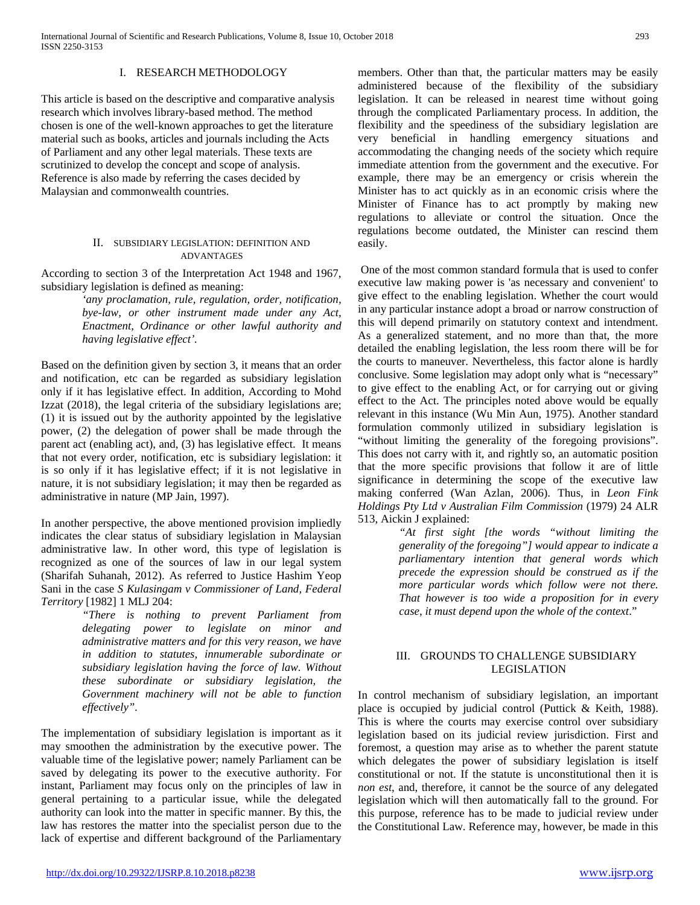## I. RESEARCH METHODOLOGY

This article is based on the descriptive and comparative analysis research which involves library-based method. The method chosen is one of the well-known approaches to get the literature material such as books, articles and journals including the Acts of Parliament and any other legal materials. These texts are scrutinized to develop the concept and scope of analysis. Reference is also made by referring the cases decided by Malaysian and commonwealth countries.

## II. SUBSIDIARY LEGISLATION: DEFINITION AND ADVANTAGES

According to section 3 of the Interpretation Act 1948 and 1967, subsidiary legislation is defined as meaning:

> *'any proclamation, rule, regulation, order, notification, bye-law, or other instrument made under any Act, Enactment, Ordinance or other lawful authority and having legislative effect'.*

Based on the definition given by section 3, it means that an order and notification, etc can be regarded as subsidiary legislation only if it has legislative effect. In addition, According to Mohd Izzat (2018), the legal criteria of the subsidiary legislations are; (1) it is issued out by the authority appointed by the legislative power, (2) the delegation of power shall be made through the parent act (enabling act), and, (3) has legislative effect. It means that not every order, notification, etc is subsidiary legislation: it is so only if it has legislative effect; if it is not legislative in nature, it is not subsidiary legislation; it may then be regarded as administrative in nature (MP Jain, 1997).

In another perspective, the above mentioned provision impliedly indicates the clear status of subsidiary legislation in Malaysian administrative law. In other word, this type of legislation is recognized as one of the sources of law in our legal system (Sharifah Suhanah, 2012). As referred to Justice Hashim Yeop Sani in the case *S Kulasingam v Commissioner of Land, Federal Territory* [1982] 1 MLJ 204:

> *"There is nothing to prevent Parliament from delegating power to legislate on minor and administrative matters and for this very reason, we have in addition to statutes, innumerable subordinate or subsidiary legislation having the force of law. Without these subordinate or subsidiary legislation, the Government machinery will not be able to function effectively".*

The implementation of subsidiary legislation is important as it may smoothen the administration by the executive power. The valuable time of the legislative power; namely Parliament can be saved by delegating its power to the executive authority. For instant, Parliament may focus only on the principles of law in general pertaining to a particular issue, while the delegated authority can look into the matter in specific manner. By this, the law has restores the matter into the specialist person due to the lack of expertise and different background of the Parliamentary members. Other than that, the particular matters may be easily administered because of the flexibility of the subsidiary legislation. It can be released in nearest time without going through the complicated Parliamentary process. In addition, the flexibility and the speediness of the subsidiary legislation are very beneficial in handling emergency situations and accommodating the changing needs of the society which require immediate attention from the government and the executive. For example, there may be an emergency or crisis wherein the Minister has to act quickly as in an economic crisis where the Minister of Finance has to act promptly by making new regulations to alleviate or control the situation. Once the regulations become outdated, the Minister can rescind them easily.

One of the most common standard formula that is used to confer executive law making power is 'as necessary and convenient' to give effect to the enabling legislation. Whether the court would in any particular instance adopt a broad or narrow construction of this will depend primarily on statutory context and intendment. As a generalized statement, and no more than that, the more detailed the enabling legislation, the less room there will be for the courts to maneuver. Nevertheless, this factor alone is hardly conclusive. Some legislation may adopt only what is "necessary" to give effect to the enabling Act, or for carrying out or giving effect to the Act. The principles noted above would be equally relevant in this instance (Wu Min Aun, 1975). Another standard formulation commonly utilized in subsidiary legislation is "without limiting the generality of the foregoing provisions". This does not carry with it, and rightly so, an automatic position that the more specific provisions that follow it are of little significance in determining the scope of the executive law making conferred (Wan Azlan, 2006). Thus, in *Leon Fink Holdings Pty Ltd v Australian Film Commission* (1979) 24 ALR 513, Aickin J explained:

> *"At first sight [the words "without limiting the generality of the foregoing"] would appear to indicate a parliamentary intention that general words which precede the expression should be construed as if the more particular words which follow were not there. That however is too wide a proposition for in every case, it must depend upon the whole of the context*."

## III. GROUNDS TO CHALLENGE SUBSIDIARY LEGISLATION

In control mechanism of subsidiary legislation, an important place is occupied by judicial control (Puttick & Keith, 1988). This is where the courts may exercise control over subsidiary legislation based on its judicial review jurisdiction. First and foremost, a question may arise as to whether the parent statute which delegates the power of subsidiary legislation is itself constitutional or not. If the statute is unconstitutional then it is *non est*, and, therefore, it cannot be the source of any delegated legislation which will then automatically fall to the ground. For this purpose, reference has to be made to judicial review under the Constitutional Law. Reference may, however, be made in this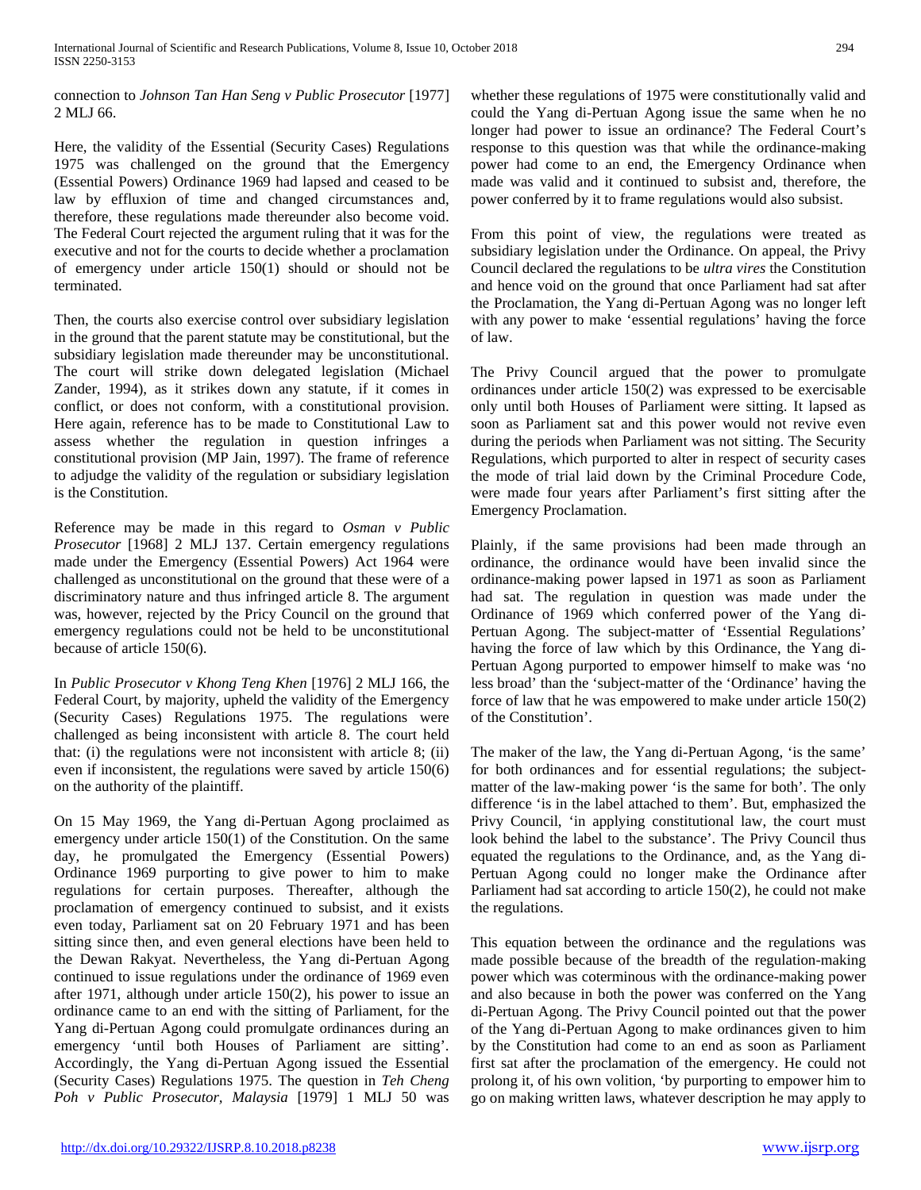connection to *Johnson Tan Han Seng v Public Prosecutor* [1977] 2 MLJ 66.

Here, the validity of the Essential (Security Cases) Regulations 1975 was challenged on the ground that the Emergency (Essential Powers) Ordinance 1969 had lapsed and ceased to be law by effluxion of time and changed circumstances and, therefore, these regulations made thereunder also become void. The Federal Court rejected the argument ruling that it was for the executive and not for the courts to decide whether a proclamation of emergency under article 150(1) should or should not be terminated.

Then, the courts also exercise control over subsidiary legislation in the ground that the parent statute may be constitutional, but the subsidiary legislation made thereunder may be unconstitutional. The court will strike down delegated legislation (Michael Zander, 1994), as it strikes down any statute, if it comes in conflict, or does not conform, with a constitutional provision. Here again, reference has to be made to Constitutional Law to assess whether the regulation in question infringes a constitutional provision (MP Jain, 1997). The frame of reference to adjudge the validity of the regulation or subsidiary legislation is the Constitution.

Reference may be made in this regard to *Osman v Public Prosecutor* [1968] 2 MLJ 137. Certain emergency regulations made under the Emergency (Essential Powers) Act 1964 were challenged as unconstitutional on the ground that these were of a discriminatory nature and thus infringed article 8. The argument was, however, rejected by the Pricy Council on the ground that emergency regulations could not be held to be unconstitutional because of article 150(6).

In *Public Prosecutor v Khong Teng Khen* [1976] 2 MLJ 166, the Federal Court, by majority, upheld the validity of the Emergency (Security Cases) Regulations 1975. The regulations were challenged as being inconsistent with article 8. The court held that: (i) the regulations were not inconsistent with article 8; (ii) even if inconsistent, the regulations were saved by article 150(6) on the authority of the plaintiff.

On 15 May 1969, the Yang di-Pertuan Agong proclaimed as emergency under article 150(1) of the Constitution. On the same day, he promulgated the Emergency (Essential Powers) Ordinance 1969 purporting to give power to him to make regulations for certain purposes. Thereafter, although the proclamation of emergency continued to subsist, and it exists even today, Parliament sat on 20 February 1971 and has been sitting since then, and even general elections have been held to the Dewan Rakyat. Nevertheless, the Yang di-Pertuan Agong continued to issue regulations under the ordinance of 1969 even after 1971, although under article 150(2), his power to issue an ordinance came to an end with the sitting of Parliament, for the Yang di-Pertuan Agong could promulgate ordinances during an emergency 'until both Houses of Parliament are sitting'. Accordingly, the Yang di-Pertuan Agong issued the Essential (Security Cases) Regulations 1975. The question in *Teh Cheng Poh v Public Prosecutor, Malaysia* [1979] 1 MLJ 50 was whether these regulations of 1975 were constitutionally valid and could the Yang di-Pertuan Agong issue the same when he no longer had power to issue an ordinance? The Federal Court's response to this question was that while the ordinance-making power had come to an end, the Emergency Ordinance when made was valid and it continued to subsist and, therefore, the power conferred by it to frame regulations would also subsist.

From this point of view, the regulations were treated as subsidiary legislation under the Ordinance. On appeal, the Privy Council declared the regulations to be *ultra vires* the Constitution and hence void on the ground that once Parliament had sat after the Proclamation, the Yang di-Pertuan Agong was no longer left with any power to make 'essential regulations' having the force of law.

The Privy Council argued that the power to promulgate ordinances under article 150(2) was expressed to be exercisable only until both Houses of Parliament were sitting. It lapsed as soon as Parliament sat and this power would not revive even during the periods when Parliament was not sitting. The Security Regulations, which purported to alter in respect of security cases the mode of trial laid down by the Criminal Procedure Code, were made four years after Parliament's first sitting after the Emergency Proclamation.

Plainly, if the same provisions had been made through an ordinance, the ordinance would have been invalid since the ordinance-making power lapsed in 1971 as soon as Parliament had sat. The regulation in question was made under the Ordinance of 1969 which conferred power of the Yang di-Pertuan Agong. The subject-matter of 'Essential Regulations' having the force of law which by this Ordinance, the Yang di-Pertuan Agong purported to empower himself to make was 'no less broad' than the 'subject-matter of the 'Ordinance' having the force of law that he was empowered to make under article 150(2) of the Constitution'.

The maker of the law, the Yang di-Pertuan Agong, 'is the same' for both ordinances and for essential regulations; the subject-matter of the law-making power 'is the same for both'. The only difference 'is in the label attached to them'. But, emphasized the Privy Council, 'in applying constitutional law, the court must look behind the label to the substance'. The Privy Council thus equated the regulations to the Ordinance, and, as the Yang di-Pertuan Agong could no longer make the Ordinance after Parliament had sat according to article 150(2), he could not make the regulations.

This equation between the ordinance and the regulations was made possible because of the breadth of the regulation-making power which was coterminous with the ordinance-making power and also because in both the power was conferred on the Yang di-Pertuan Agong. The Privy Council pointed out that the power of the Yang di-Pertuan Agong to make ordinances given to him by the Constitution had come to an end as soon as Parliament first sat after the proclamation of the emergency. He could not prolong it, of his own volition, 'by purporting to empower him to go on making written laws, whatever description he may apply to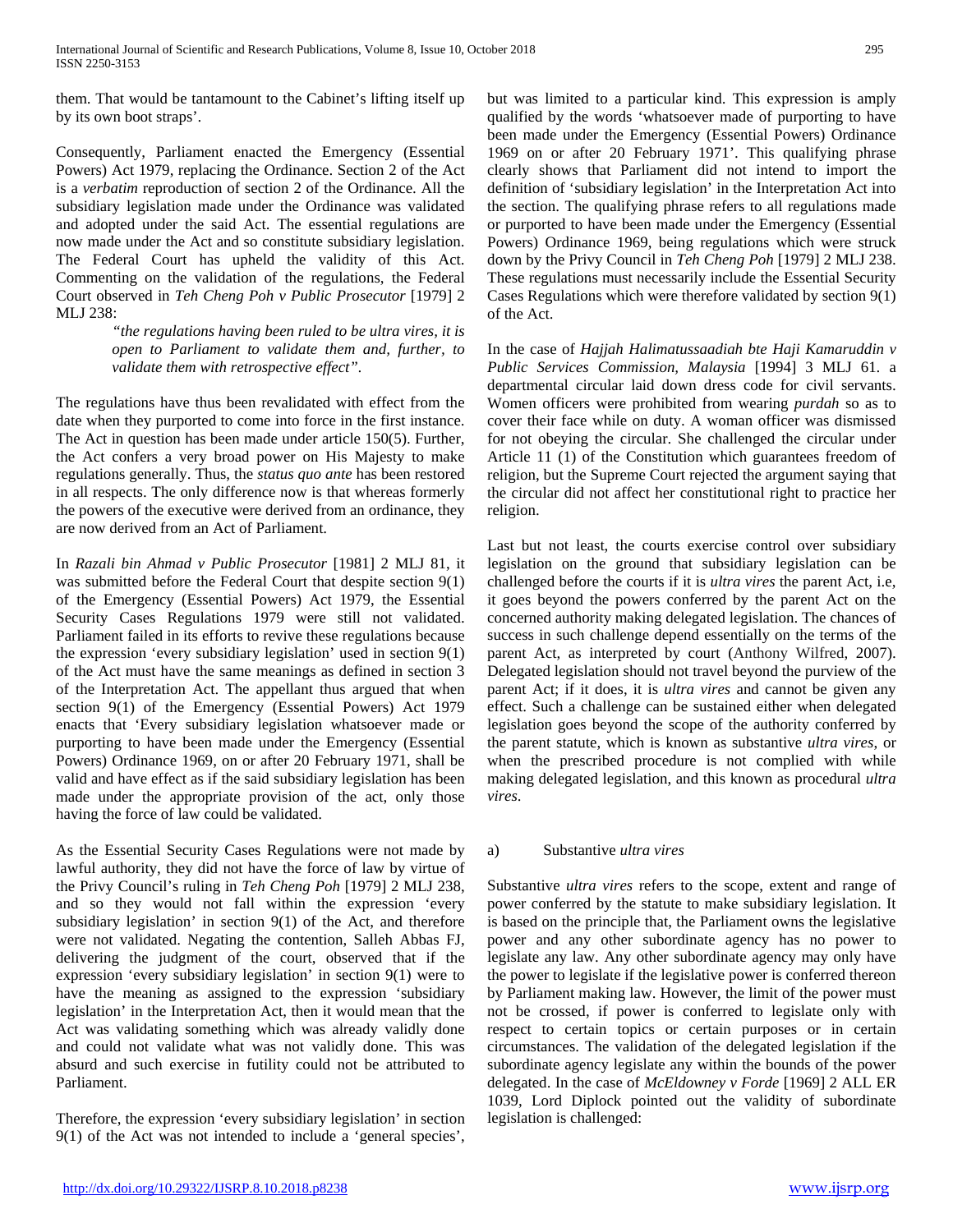them. That would be tantamount to the Cabinet's lifting itself up by its own boot straps'.

Consequently, Parliament enacted the Emergency (Essential Powers) Act 1979, replacing the Ordinance. Section 2 of the Act is a *verbatim* reproduction of section 2 of the Ordinance. All the subsidiary legislation made under the Ordinance was validated and adopted under the said Act. The essential regulations are now made under the Act and so constitute subsidiary legislation. The Federal Court has upheld the validity of this Act. Commenting on the validation of the regulations, the Federal Court observed in *Teh Cheng Poh v Public Prosecutor* [1979] 2 MLJ 238:

> *"the regulations having been ruled to be ultra vires, it is open to Parliament to validate them and, further, to validate them with retrospective effect".*

The regulations have thus been revalidated with effect from the date when they purported to come into force in the first instance. The Act in question has been made under article 150(5). Further, the Act confers a very broad power on His Majesty to make regulations generally. Thus, the *status quo ante* has been restored in all respects. The only difference now is that whereas formerly the powers of the executive were derived from an ordinance, they are now derived from an Act of Parliament.

In *Razali bin Ahmad v Public Prosecutor* [1981] 2 MLJ 81, it was submitted before the Federal Court that despite section 9(1) of the Emergency (Essential Powers) Act 1979, the Essential Security Cases Regulations 1979 were still not validated. Parliament failed in its efforts to revive these regulations because the expression 'every subsidiary legislation' used in section 9(1) of the Act must have the same meanings as defined in section 3 of the Interpretation Act. The appellant thus argued that when section 9(1) of the Emergency (Essential Powers) Act 1979 enacts that 'Every subsidiary legislation whatsoever made or purporting to have been made under the Emergency (Essential Powers) Ordinance 1969, on or after 20 February 1971, shall be valid and have effect as if the said subsidiary legislation has been made under the appropriate provision of the act, only those having the force of law could be validated.

As the Essential Security Cases Regulations were not made by lawful authority, they did not have the force of law by virtue of the Privy Council's ruling in *Teh Cheng Poh* [1979] 2 MLJ 238, and so they would not fall within the expression 'every subsidiary legislation' in section 9(1) of the Act, and therefore were not validated. Negating the contention, Salleh Abbas FJ, delivering the judgment of the court, observed that if the expression 'every subsidiary legislation' in section 9(1) were to have the meaning as assigned to the expression 'subsidiary legislation' in the Interpretation Act, then it would mean that the Act was validating something which was already validly done and could not validate what was not validly done. This was absurd and such exercise in futility could not be attributed to Parliament.

Therefore, the expression 'every subsidiary legislation' in section 9(1) of the Act was not intended to include a 'general species', but was limited to a particular kind. This expression is amply qualified by the words 'whatsoever made of purporting to have been made under the Emergency (Essential Powers) Ordinance 1969 on or after 20 February 1971'. This qualifying phrase clearly shows that Parliament did not intend to import the definition of 'subsidiary legislation' in the Interpretation Act into the section. The qualifying phrase refers to all regulations made or purported to have been made under the Emergency (Essential Powers) Ordinance 1969, being regulations which were struck down by the Privy Council in *Teh Cheng Poh* [1979] 2 MLJ 238. These regulations must necessarily include the Essential Security Cases Regulations which were therefore validated by section 9(1) of the Act.

In the case of *Hajjah Halimatussaadiah bte Haji Kamaruddin v Public Services Commission, Malaysia* [1994] 3 MLJ 61. a departmental circular laid down dress code for civil servants. Women officers were prohibited from wearing *purdah* so as to cover their face while on duty. A woman officer was dismissed for not obeying the circular. She challenged the circular under Article 11 (1) of the Constitution which guarantees freedom of religion, but the Supreme Court rejected the argument saying that the circular did not affect her constitutional right to practice her religion.

Last but not least, the courts exercise control over subsidiary legislation on the ground that subsidiary legislation can be challenged before the courts if it is *ultra vires* the parent Act, i.e, it goes beyond the powers conferred by the parent Act on the concerned authority making delegated legislation. The chances of success in such challenge depend essentially on the terms of the parent Act, as interpreted by court (Anthony Wilfred, 2007). Delegated legislation should not travel beyond the purview of the parent Act; if it does, it is *ultra vires* and cannot be given any effect. Such a challenge can be sustained either when delegated legislation goes beyond the scope of the authority conferred by the parent statute, which is known as substantive *ultra vires*, or when the prescribed procedure is not complied with while making delegated legislation, and this known as procedural *ultra vires*.

### a) Substantive *ultra vires*

Substantive *ultra vires* refers to the scope, extent and range of power conferred by the statute to make subsidiary legislation. It is based on the principle that, the Parliament owns the legislative power and any other subordinate agency has no power to legislate any law. Any other subordinate agency may only have the power to legislate if the legislative power is conferred thereon by Parliament making law. However, the limit of the power must not be crossed, if power is conferred to legislate only with respect to certain topics or certain purposes or in certain circumstances. The validation of the delegated legislation if the subordinate agency legislate any within the bounds of the power delegated. In the case of *McEldowney v Forde* [1969] 2 ALL ER 1039, Lord Diplock pointed out the validity of subordinate legislation is challenged: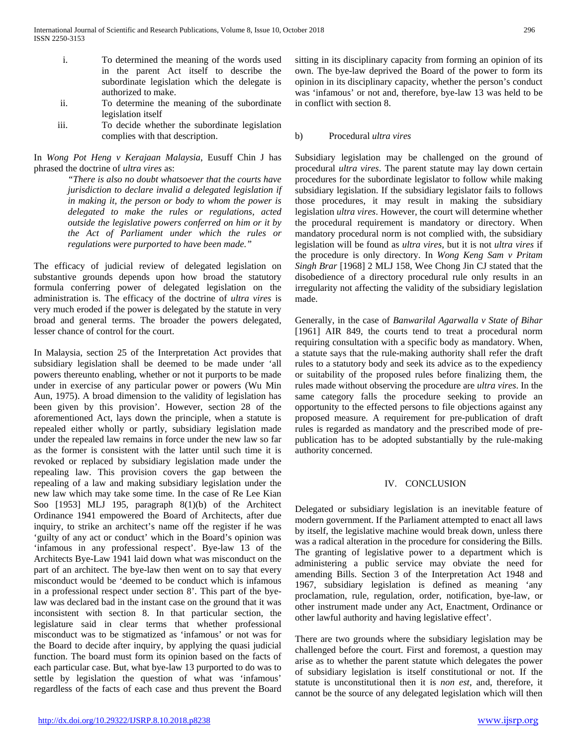i. To determined the meaning of the words used in the parent Act itself to describe the subordinate legislation which the delegate is authorized to make.
ii. To determine the meaning of the subordinate legislation itself
iii. To decide whether the subordinate legislation complies with that description.

In *Wong Pot Heng v Kerajaan Malaysia*, Eusuff Chin J has phrased the doctrine of *ultra vires* as:

> *"There is also no doubt whatsoever that the courts have jurisdiction to declare invalid a delegated legislation if in making it, the person or body to whom the power is delegated to make the rules or regulations, acted outside the legislative powers conferred on him or it by the Act of Parliament under which the rules or regulations were purported to have been made."*

The efficacy of judicial review of delegated legislation on substantive grounds depends upon how broad the statutory formula conferring power of delegated legislation on the administration is. The efficacy of the doctrine of *ultra vires* is very much eroded if the power is delegated by the statute in very broad and general terms. The broader the powers delegated, lesser chance of control for the court.

In Malaysia, section 25 of the Interpretation Act provides that subsidiary legislation shall be deemed to be made under 'all powers thereunto enabling, whether or not it purports to be made under in exercise of any particular power or powers (Wu Min Aun, 1975). A broad dimension to the validity of legislation has been given by this provision'. However, section 28 of the aforementioned Act, lays down the principle, when a statute is repealed either wholly or partly, subsidiary legislation made under the repealed law remains in force under the new law so far as the former is consistent with the latter until such time it is revoked or replaced by subsidiary legislation made under the repealing law. This provision covers the gap between the repealing of a law and making subsidiary legislation under the new law which may take some time. In the case of Re Lee Kian Soo [1953] MLJ 195, paragraph 8(1)(b) of the Architect Ordinance 1941 empowered the Board of Architects, after due inquiry, to strike an architect's name off the register if he was 'guilty of any act or conduct' which in the Board's opinion was 'infamous in any professional respect'. Bye-law 13 of the Architects Bye-Law 1941 laid down what was misconduct on the part of an architect. The bye-law then went on to say that every misconduct would be 'deemed to be conduct which is infamous in a professional respect under section 8'. This part of the bye-law was declared bad in the instant case on the ground that it was inconsistent with section 8. In that particular section, the legislature said in clear terms that whether professional misconduct was to be stigmatized as 'infamous' or not was for the Board to decide after inquiry, by applying the quasi judicial function. The board must form its opinion based on the facts of each particular case. But, what bye-law 13 purported to do was to settle by legislation the question of what was 'infamous' regardless of the facts of each case and thus prevent the Board sitting in its disciplinary capacity from forming an opinion of its own. The bye-law deprived the Board of the power to form its opinion in its disciplinary capacity, whether the person's conduct was 'infamous' or not and, therefore, bye-law 13 was held to be in conflict with section 8.

### b) Procedural *ultra vires*

Subsidiary legislation may be challenged on the ground of procedural *ultra vires*. The parent statute may lay down certain procedures for the subordinate legislator to follow while making subsidiary legislation. If the subsidiary legislator fails to follows those procedures, it may result in making the subsidiary legislation *ultra vires*. However, the court will determine whether the procedural requirement is mandatory or directory. When mandatory procedural norm is not complied with, the subsidiary legislation will be found as *ultra vires*, but it is not *ultra vires* if the procedure is only directory. In *Wong Keng Sam v Pritam Singh Brar* [1968] 2 MLJ 158, Wee Chong Jin CJ stated that the disobedience of a directory procedural rule only results in an irregularity not affecting the validity of the subsidiary legislation made.

Generally, in the case of *Banwarilal Agarwalla v State of Bihar* [1961] AIR 849, the courts tend to treat a procedural norm requiring consultation with a specific body as mandatory. When, a statute says that the rule-making authority shall refer the draft rules to a statutory body and seek its advice as to the expediency or suitability of the proposed rules before finalizing them, the rules made without observing the procedure are *ultra vires*. In the same category falls the procedure seeking to provide an opportunity to the effected persons to file objections against any proposed measure. A requirement for pre-publication of draft rules is regarded as mandatory and the prescribed mode of pre-publication has to be adopted substantially by the rule-making authority concerned.

## IV. CONCLUSION

Delegated or subsidiary legislation is an inevitable feature of modern government. If the Parliament attempted to enact all laws by itself, the legislative machine would break down, unless there was a radical alteration in the procedure for considering the Bills. The granting of legislative power to a department which is administering a public service may obviate the need for amending Bills. Section 3 of the Interpretation Act 1948 and 1967, subsidiary legislation is defined as meaning 'any proclamation, rule, regulation, order, notification, bye-law, or other instrument made under any Act, Enactment, Ordinance or other lawful authority and having legislative effect'.

There are two grounds where the subsidiary legislation may be challenged before the court. First and foremost, a question may arise as to whether the parent statute which delegates the power of subsidiary legislation is itself constitutional or not. If the statute is unconstitutional then it is *non est*, and, therefore, it cannot be the source of any delegated legislation which will then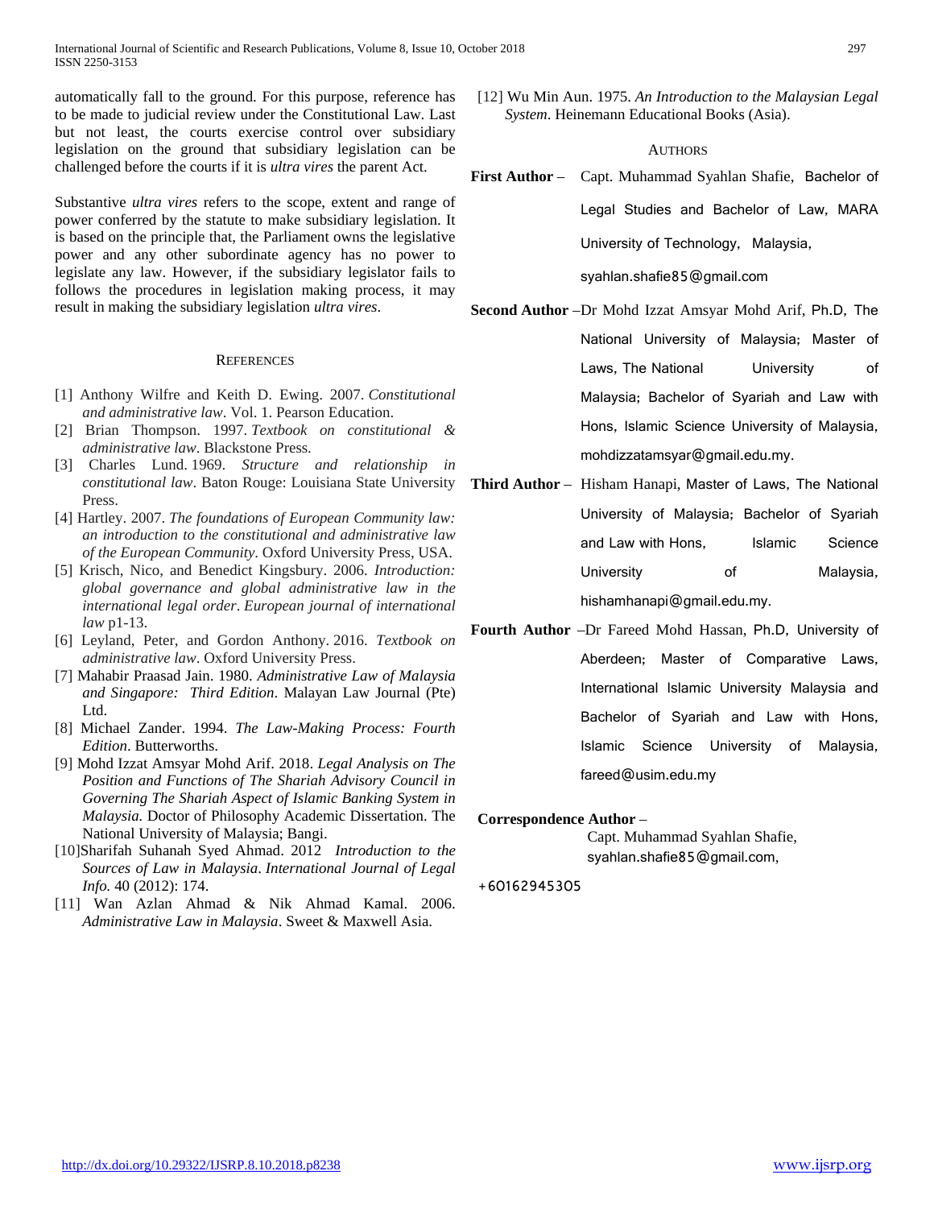automatically fall to the ground. For this purpose, reference has to be made to judicial review under the Constitutional Law. Last but not least, the courts exercise control over subsidiary legislation on the ground that subsidiary legislation can be challenged before the courts if it is *ultra vires* the parent Act.

Substantive *ultra vires* refers to the scope, extent and range of power conferred by the statute to make subsidiary legislation. It is based on the principle that, the Parliament owns the legislative power and any other subordinate agency has no power to legislate any law. However, if the subsidiary legislator fails to follows the procedures in legislation making process, it may result in making the subsidiary legislation *ultra vires*.

## References

[1] Anthony Wilfre and Keith D. Ewing. 2007. *Constitutional and administrative law*. Vol. 1. Pearson Education.

[2] Brian Thompson. 1997. *Textbook on constitutional & administrative law*. Blackstone Press.

[3] Charles Lund. 1969. *Structure and relationship in constitutional law*. Baton Rouge: Louisiana State University Press.

[4] Hartley. 2007. *The foundations of European Community law: an introduction to the constitutional and administrative law of the European Community*. Oxford University Press, USA.

[5] Krisch, Nico, and Benedict Kingsbury. 2006. *Introduction: global governance and global administrative law in the international legal order*. *European journal of international law* p1-13.

[6] Leyland, Peter, and Gordon Anthony. 2016. *Textbook on administrative law*. Oxford University Press.

[7] Mahabir Praasad Jain. 1980. *Administrative Law of Malaysia and Singapore: Third Edition*. Malayan Law Journal (Pte) Ltd.

[8] Michael Zander. 1994. *The Law-Making Process: Fourth Edition*. Butterworths.

[9] Mohd Izzat Amsyar Mohd Arif. 2018. *Legal Analysis on The Position and Functions of The Shariah Advisory Council in Governing The Shariah Aspect of Islamic Banking System in Malaysia.* Doctor of Philosophy Academic Dissertation. The National University of Malaysia; Bangi.

[10] Sharifah Suhanah Syed Ahmad. 2012 *Introduction to the Sources of Law in Malaysia*. *International Journal of Legal Info.* 40 (2012): 174.

[11] Wan Azlan Ahmad & Nik Ahmad Kamal. 2006. *Administrative Law in Malaysia*. Sweet & Maxwell Asia.

[12] Wu Min Aun. 1975. *An Introduction to the Malaysian Legal System*. Heinemann Educational Books (Asia).

## Authors

**First Author** – Capt. Muhammad Syahlan Shafie, Bachelor of Legal Studies and Bachelor of Law, MARA University of Technology, Malaysia, syahlan.shafie85@gmail.com

**Second Author** – Dr Mohd Izzat Amsyar Mohd Arif, Ph.D, The National University of Malaysia; Master of Laws, The National University of Malaysia; Bachelor of Syariah and Law with Hons, Islamic Science University of Malaysia, mohdizzatamsyar@gmail.edu.my.

**Third Author** – Hisham Hanapi, Master of Laws, The National University of Malaysia; Bachelor of Syariah and Law with Hons, Islamic Science University of Malaysia, hishamhanapi@gmail.edu.my.

**Fourth Author** – Dr Fareed Mohd Hassan, Ph.D, University of Aberdeen; Master of Comparative Laws, International Islamic University Malaysia and Bachelor of Syariah and Law with Hons, Islamic Science University of Malaysia, fareed@usim.edu.my

**Correspondence Author** – Capt. Muhammad Syahlan Shafie, syahlan.shafie85@gmail.com, +60162945305